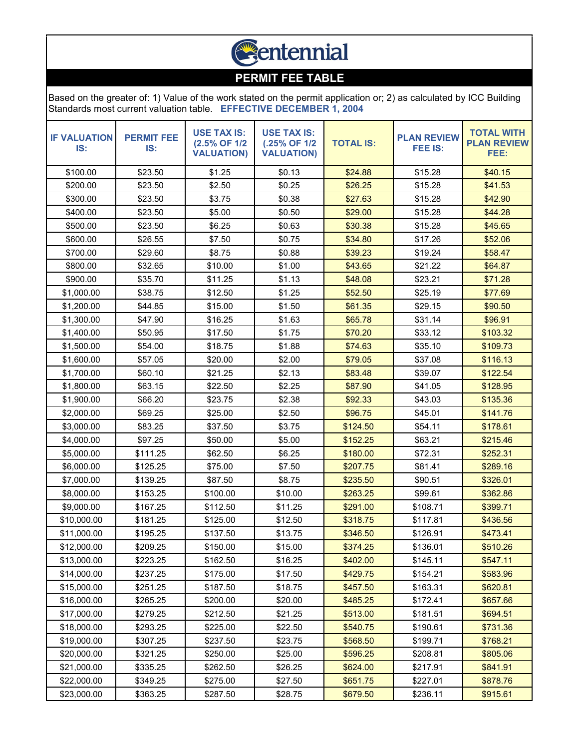# Centennial

## PERMIT FEE TABLE

Based on the greater of: 1) Value of the work stated on the permit application or; 2) as calculated by ICC Building Standards most current valuation table. **EFFECTIVE DECEMBER 1, 2004**

| IF VALUATION IS: | PERMIT FEE IS: | USE TAX IS: (2.5% OF 1/2 VALUATION) | USE TAX IS: (.25% OF 1/2 VALUATION) | TOTAL IS: | PLAN REVIEW FEE IS: | TOTAL WITH PLAN REVIEW FEE: |
|---|---|---|---|---|---|---|
| $100.00 | $23.50 | $1.25 | $0.13 | $24.88 | $15.28 | $40.15 |
| $200.00 | $23.50 | $2.50 | $0.25 | $26.25 | $15.28 | $41.53 |
| $300.00 | $23.50 | $3.75 | $0.38 | $27.63 | $15.28 | $42.90 |
| $400.00 | $23.50 | $5.00 | $0.50 | $29.00 | $15.28 | $44.28 |
| $500.00 | $23.50 | $6.25 | $0.63 | $30.38 | $15.28 | $45.65 |
| $600.00 | $26.55 | $7.50 | $0.75 | $34.80 | $17.26 | $52.06 |
| $700.00 | $29.60 | $8.75 | $0.88 | $39.23 | $19.24 | $58.47 |
| $800.00 | $32.65 | $10.00 | $1.00 | $43.65 | $21.22 | $64.87 |
| $900.00 | $35.70 | $11.25 | $1.13 | $48.08 | $23.21 | $71.28 |
| $1,000.00 | $38.75 | $12.50 | $1.25 | $52.50 | $25.19 | $77.69 |
| $1,200.00 | $44.85 | $15.00 | $1.50 | $61.35 | $29.15 | $90.50 |
| $1,300.00 | $47.90 | $16.25 | $1.63 | $65.78 | $31.14 | $96.91 |
| $1,400.00 | $50.95 | $17.50 | $1.75 | $70.20 | $33.12 | $103.32 |
| $1,500.00 | $54.00 | $18.75 | $1.88 | $74.63 | $35.10 | $109.73 |
| $1,600.00 | $57.05 | $20.00 | $2.00 | $79.05 | $37.08 | $116.13 |
| $1,700.00 | $60.10 | $21.25 | $2.13 | $83.48 | $39.07 | $122.54 |
| $1,800.00 | $63.15 | $22.50 | $2.25 | $87.90 | $41.05 | $128.95 |
| $1,900.00 | $66.20 | $23.75 | $2.38 | $92.33 | $43.03 | $135.36 |
| $2,000.00 | $69.25 | $25.00 | $2.50 | $96.75 | $45.01 | $141.76 |
| $3,000.00 | $83.25 | $37.50 | $3.75 | $124.50 | $54.11 | $178.61 |
| $4,000.00 | $97.25 | $50.00 | $5.00 | $152.25 | $63.21 | $215.46 |
| $5,000.00 | $111.25 | $62.50 | $6.25 | $180.00 | $72.31 | $252.31 |
| $6,000.00 | $125.25 | $75.00 | $7.50 | $207.75 | $81.41 | $289.16 |
| $7,000.00 | $139.25 | $87.50 | $8.75 | $235.50 | $90.51 | $326.01 |
| $8,000.00 | $153.25 | $100.00 | $10.00 | $263.25 | $99.61 | $362.86 |
| $9,000.00 | $167.25 | $112.50 | $11.25 | $291.00 | $108.71 | $399.71 |
| $10,000.00 | $181.25 | $125.00 | $12.50 | $318.75 | $117.81 | $436.56 |
| $11,000.00 | $195.25 | $137.50 | $13.75 | $346.50 | $126.91 | $473.41 |
| $12,000.00 | $209.25 | $150.00 | $15.00 | $374.25 | $136.01 | $510.26 |
| $13,000.00 | $223.25 | $162.50 | $16.25 | $402.00 | $145.11 | $547.11 |
| $14,000.00 | $237.25 | $175.00 | $17.50 | $429.75 | $154.21 | $583.96 |
| $15,000.00 | $251.25 | $187.50 | $18.75 | $457.50 | $163.31 | $620.81 |
| $16,000.00 | $265.25 | $200.00 | $20.00 | $485.25 | $172.41 | $657.66 |
| $17,000.00 | $279.25 | $212.50 | $21.25 | $513.00 | $181.51 | $694.51 |
| $18,000.00 | $293.25 | $225.00 | $22.50 | $540.75 | $190.61 | $731.36 |
| $19,000.00 | $307.25 | $237.50 | $23.75 | $568.50 | $199.71 | $768.21 |
| $20,000.00 | $321.25 | $250.00 | $25.00 | $596.25 | $208.81 | $805.06 |
| $21,000.00 | $335.25 | $262.50 | $26.25 | $624.00 | $217.91 | $841.91 |
| $22,000.00 | $349.25 | $275.00 | $27.50 | $651.75 | $227.01 | $878.76 |
| $23,000.00 | $363.25 | $287.50 | $28.75 | $679.50 | $236.11 | $915.61 |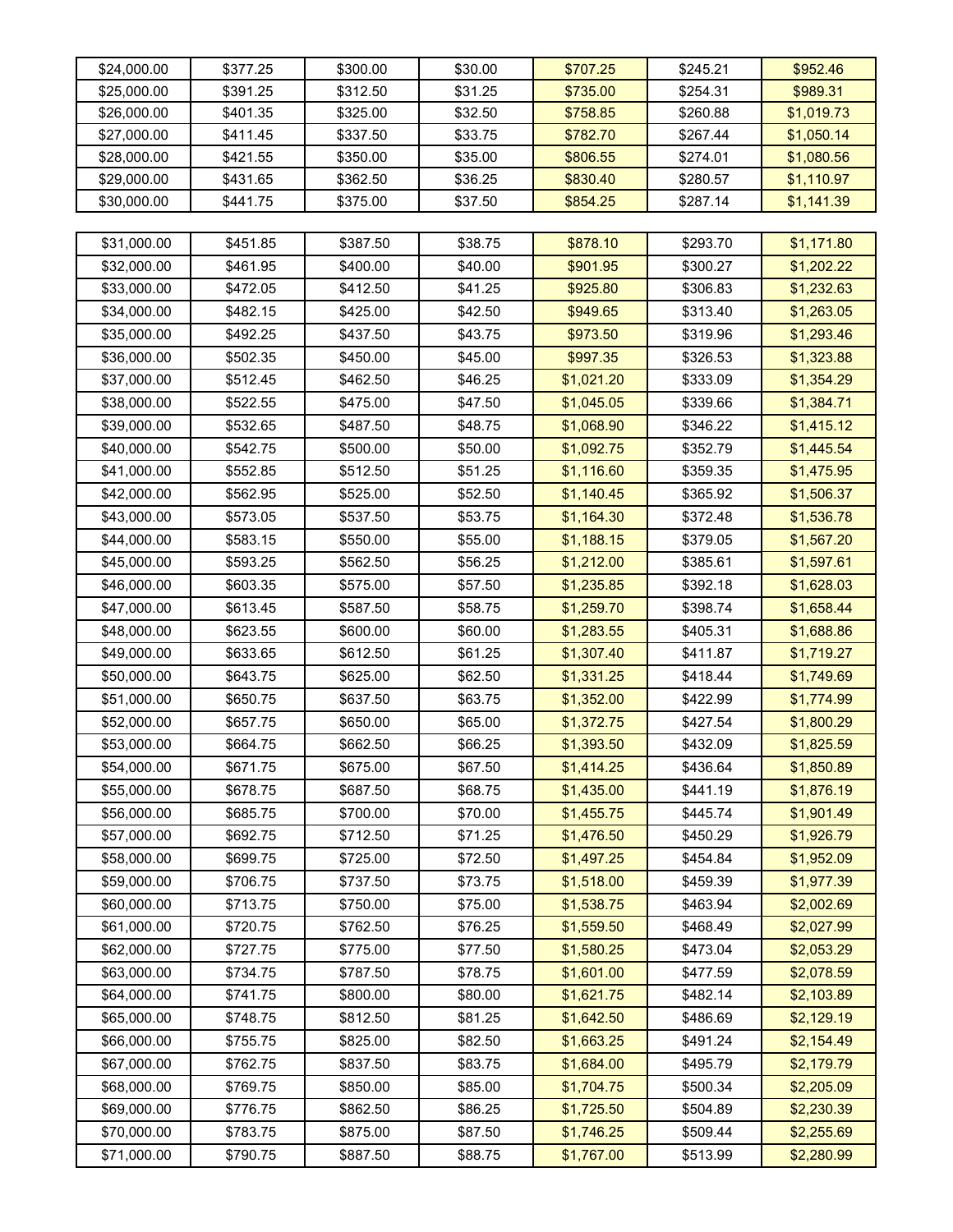| | | | | | | |
|---|---|---|---|---|---|---|
| $24,000.00 | $377.25 | $300.00 | $30.00 | $707.25 | $245.21 | $952.46 |
| $25,000.00 | $391.25 | $312.50 | $31.25 | $735.00 | $254.31 | $989.31 |
| $26,000.00 | $401.35 | $325.00 | $32.50 | $758.85 | $260.88 | $1,019.73 |
| $27,000.00 | $411.45 | $337.50 | $33.75 | $782.70 | $267.44 | $1,050.14 |
| $28,000.00 | $421.55 | $350.00 | $35.00 | $806.55 | $274.01 | $1,080.56 |
| $29,000.00 | $431.65 | $362.50 | $36.25 | $830.40 | $280.57 | $1,110.97 |
| $30,000.00 | $441.75 | $375.00 | $37.50 | $854.25 | $287.14 | $1,141.39 |
| $31,000.00 | $451.85 | $387.50 | $38.75 | $878.10 | $293.70 | $1,171.80 |
| $32,000.00 | $461.95 | $400.00 | $40.00 | $901.95 | $300.27 | $1,202.22 |
| $33,000.00 | $472.05 | $412.50 | $41.25 | $925.80 | $306.83 | $1,232.63 |
| $34,000.00 | $482.15 | $425.00 | $42.50 | $949.65 | $313.40 | $1,263.05 |
| $35,000.00 | $492.25 | $437.50 | $43.75 | $973.50 | $319.96 | $1,293.46 |
| $36,000.00 | $502.35 | $450.00 | $45.00 | $997.35 | $326.53 | $1,323.88 |
| $37,000.00 | $512.45 | $462.50 | $46.25 | $1,021.20 | $333.09 | $1,354.29 |
| $38,000.00 | $522.55 | $475.00 | $47.50 | $1,045.05 | $339.66 | $1,384.71 |
| $39,000.00 | $532.65 | $487.50 | $48.75 | $1,068.90 | $346.22 | $1,415.12 |
| $40,000.00 | $542.75 | $500.00 | $50.00 | $1,092.75 | $352.79 | $1,445.54 |
| $41,000.00 | $552.85 | $512.50 | $51.25 | $1,116.60 | $359.35 | $1,475.95 |
| $42,000.00 | $562.95 | $525.00 | $52.50 | $1,140.45 | $365.92 | $1,506.37 |
| $43,000.00 | $573.05 | $537.50 | $53.75 | $1,164.30 | $372.48 | $1,536.78 |
| $44,000.00 | $583.15 | $550.00 | $55.00 | $1,188.15 | $379.05 | $1,567.20 |
| $45,000.00 | $593.25 | $562.50 | $56.25 | $1,212.00 | $385.61 | $1,597.61 |
| $46,000.00 | $603.35 | $575.00 | $57.50 | $1,235.85 | $392.18 | $1,628.03 |
| $47,000.00 | $613.45 | $587.50 | $58.75 | $1,259.70 | $398.74 | $1,658.44 |
| $48,000.00 | $623.55 | $600.00 | $60.00 | $1,283.55 | $405.31 | $1,688.86 |
| $49,000.00 | $633.65 | $612.50 | $61.25 | $1,307.40 | $411.87 | $1,719.27 |
| $50,000.00 | $643.75 | $625.00 | $62.50 | $1,331.25 | $418.44 | $1,749.69 |
| $51,000.00 | $650.75 | $637.50 | $63.75 | $1,352.00 | $422.99 | $1,774.99 |
| $52,000.00 | $657.75 | $650.00 | $65.00 | $1,372.75 | $427.54 | $1,800.29 |
| $53,000.00 | $664.75 | $662.50 | $66.25 | $1,393.50 | $432.09 | $1,825.59 |
| $54,000.00 | $671.75 | $675.00 | $67.50 | $1,414.25 | $436.64 | $1,850.89 |
| $55,000.00 | $678.75 | $687.50 | $68.75 | $1,435.00 | $441.19 | $1,876.19 |
| $56,000.00 | $685.75 | $700.00 | $70.00 | $1,455.75 | $445.74 | $1,901.49 |
| $57,000.00 | $692.75 | $712.50 | $71.25 | $1,476.50 | $450.29 | $1,926.79 |
| $58,000.00 | $699.75 | $725.00 | $72.50 | $1,497.25 | $454.84 | $1,952.09 |
| $59,000.00 | $706.75 | $737.50 | $73.75 | $1,518.00 | $459.39 | $1,977.39 |
| $60,000.00 | $713.75 | $750.00 | $75.00 | $1,538.75 | $463.94 | $2,002.69 |
| $61,000.00 | $720.75 | $762.50 | $76.25 | $1,559.50 | $468.49 | $2,027.99 |
| $62,000.00 | $727.75 | $775.00 | $77.50 | $1,580.25 | $473.04 | $2,053.29 |
| $63,000.00 | $734.75 | $787.50 | $78.75 | $1,601.00 | $477.59 | $2,078.59 |
| $64,000.00 | $741.75 | $800.00 | $80.00 | $1,621.75 | $482.14 | $2,103.89 |
| $65,000.00 | $748.75 | $812.50 | $81.25 | $1,642.50 | $486.69 | $2,129.19 |
| $66,000.00 | $755.75 | $825.00 | $82.50 | $1,663.25 | $491.24 | $2,154.49 |
| $67,000.00 | $762.75 | $837.50 | $83.75 | $1,684.00 | $495.79 | $2,179.79 |
| $68,000.00 | $769.75 | $850.00 | $85.00 | $1,704.75 | $500.34 | $2,205.09 |
| $69,000.00 | $776.75 | $862.50 | $86.25 | $1,725.50 | $504.89 | $2,230.39 |
| $70,000.00 | $783.75 | $875.00 | $87.50 | $1,746.25 | $509.44 | $2,255.69 |
| $71,000.00 | $790.75 | $887.50 | $88.75 | $1,767.00 | $513.99 | $2,280.99 |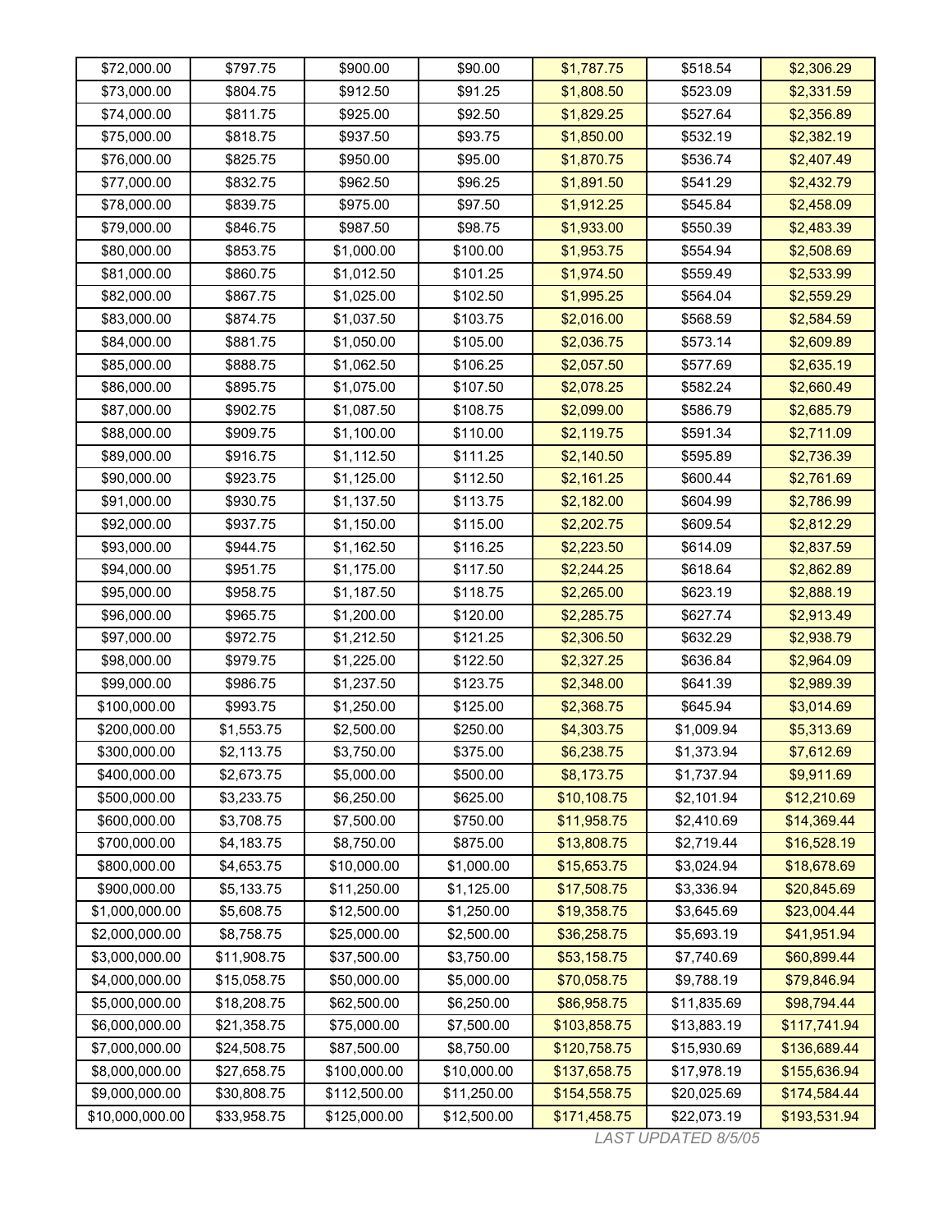| | | | | | | |
|---|---|---|---|---|---|---|
| $72,000.00 | $797.75 | $900.00 | $90.00 | $1,787.75 | $518.54 | $2,306.29 |
| $73,000.00 | $804.75 | $912.50 | $91.25 | $1,808.50 | $523.09 | $2,331.59 |
| $74,000.00 | $811.75 | $925.00 | $92.50 | $1,829.25 | $527.64 | $2,356.89 |
| $75,000.00 | $818.75 | $937.50 | $93.75 | $1,850.00 | $532.19 | $2,382.19 |
| $76,000.00 | $825.75 | $950.00 | $95.00 | $1,870.75 | $536.74 | $2,407.49 |
| $77,000.00 | $832.75 | $962.50 | $96.25 | $1,891.50 | $541.29 | $2,432.79 |
| $78,000.00 | $839.75 | $975.00 | $97.50 | $1,912.25 | $545.84 | $2,458.09 |
| $79,000.00 | $846.75 | $987.50 | $98.75 | $1,933.00 | $550.39 | $2,483.39 |
| $80,000.00 | $853.75 | $1,000.00 | $100.00 | $1,953.75 | $554.94 | $2,508.69 |
| $81,000.00 | $860.75 | $1,012.50 | $101.25 | $1,974.50 | $559.49 | $2,533.99 |
| $82,000.00 | $867.75 | $1,025.00 | $102.50 | $1,995.25 | $564.04 | $2,559.29 |
| $83,000.00 | $874.75 | $1,037.50 | $103.75 | $2,016.00 | $568.59 | $2,584.59 |
| $84,000.00 | $881.75 | $1,050.00 | $105.00 | $2,036.75 | $573.14 | $2,609.89 |
| $85,000.00 | $888.75 | $1,062.50 | $106.25 | $2,057.50 | $577.69 | $2,635.19 |
| $86,000.00 | $895.75 | $1,075.00 | $107.50 | $2,078.25 | $582.24 | $2,660.49 |
| $87,000.00 | $902.75 | $1,087.50 | $108.75 | $2,099.00 | $586.79 | $2,685.79 |
| $88,000.00 | $909.75 | $1,100.00 | $110.00 | $2,119.75 | $591.34 | $2,711.09 |
| $89,000.00 | $916.75 | $1,112.50 | $111.25 | $2,140.50 | $595.89 | $2,736.39 |
| $90,000.00 | $923.75 | $1,125.00 | $112.50 | $2,161.25 | $600.44 | $2,761.69 |
| $91,000.00 | $930.75 | $1,137.50 | $113.75 | $2,182.00 | $604.99 | $2,786.99 |
| $92,000.00 | $937.75 | $1,150.00 | $115.00 | $2,202.75 | $609.54 | $2,812.29 |
| $93,000.00 | $944.75 | $1,162.50 | $116.25 | $2,223.50 | $614.09 | $2,837.59 |
| $94,000.00 | $951.75 | $1,175.00 | $117.50 | $2,244.25 | $618.64 | $2,862.89 |
| $95,000.00 | $958.75 | $1,187.50 | $118.75 | $2,265.00 | $623.19 | $2,888.19 |
| $96,000.00 | $965.75 | $1,200.00 | $120.00 | $2,285.75 | $627.74 | $2,913.49 |
| $97,000.00 | $972.75 | $1,212.50 | $121.25 | $2,306.50 | $632.29 | $2,938.79 |
| $98,000.00 | $979.75 | $1,225.00 | $122.50 | $2,327.25 | $636.84 | $2,964.09 |
| $99,000.00 | $986.75 | $1,237.50 | $123.75 | $2,348.00 | $641.39 | $2,989.39 |
| $100,000.00 | $993.75 | $1,250.00 | $125.00 | $2,368.75 | $645.94 | $3,014.69 |
| $200,000.00 | $1,553.75 | $2,500.00 | $250.00 | $4,303.75 | $1,009.94 | $5,313.69 |
| $300,000.00 | $2,113.75 | $3,750.00 | $375.00 | $6,238.75 | $1,373.94 | $7,612.69 |
| $400,000.00 | $2,673.75 | $5,000.00 | $500.00 | $8,173.75 | $1,737.94 | $9,911.69 |
| $500,000.00 | $3,233.75 | $6,250.00 | $625.00 | $10,108.75 | $2,101.94 | $12,210.69 |
| $600,000.00 | $3,708.75 | $7,500.00 | $750.00 | $11,958.75 | $2,410.69 | $14,369.44 |
| $700,000.00 | $4,183.75 | $8,750.00 | $875.00 | $13,808.75 | $2,719.44 | $16,528.19 |
| $800,000.00 | $4,653.75 | $10,000.00 | $1,000.00 | $15,653.75 | $3,024.94 | $18,678.69 |
| $900,000.00 | $5,133.75 | $11,250.00 | $1,125.00 | $17,508.75 | $3,336.94 | $20,845.69 |
| $1,000,000.00 | $5,608.75 | $12,500.00 | $1,250.00 | $19,358.75 | $3,645.69 | $23,004.44 |
| $2,000,000.00 | $8,758.75 | $25,000.00 | $2,500.00 | $36,258.75 | $5,693.19 | $41,951.94 |
| $3,000,000.00 | $11,908.75 | $37,500.00 | $3,750.00 | $53,158.75 | $7,740.69 | $60,899.44 |
| $4,000,000.00 | $15,058.75 | $50,000.00 | $5,000.00 | $70,058.75 | $9,788.19 | $79,846.94 |
| $5,000,000.00 | $18,208.75 | $62,500.00 | $6,250.00 | $86,958.75 | $11,835.69 | $98,794.44 |
| $6,000,000.00 | $21,358.75 | $75,000.00 | $7,500.00 | $103,858.75 | $13,883.19 | $117,741.94 |
| $7,000,000.00 | $24,508.75 | $87,500.00 | $8,750.00 | $120,758.75 | $15,930.69 | $136,689.44 |
| $8,000,000.00 | $27,658.75 | $100,000.00 | $10,000.00 | $137,658.75 | $17,978.19 | $155,636.94 |
| $9,000,000.00 | $30,808.75 | $112,500.00 | $11,250.00 | $154,558.75 | $20,025.69 | $174,584.44 |
| $10,000,000.00 | $33,958.75 | $125,000.00 | $12,500.00 | $171,458.75 | $22,073.19 | $193,531.94 |

*LAST UPDATED 8/5/05*